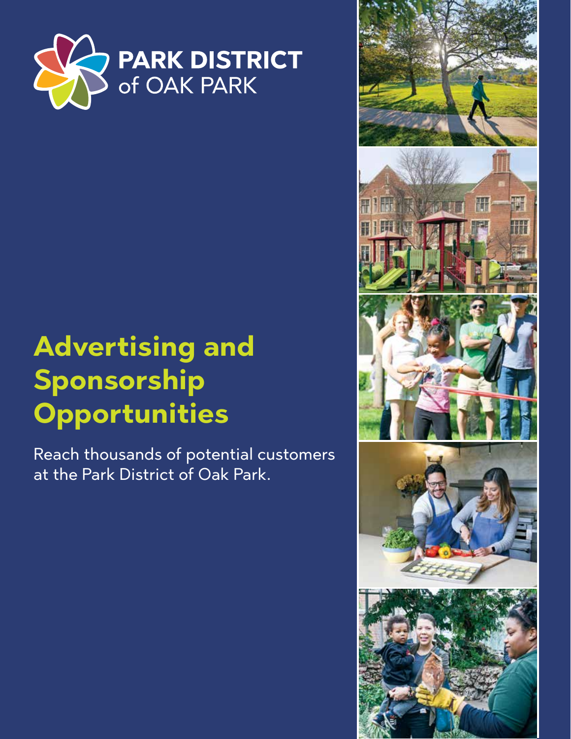**PARK DISTRICT**
of OAK PARK

# Advertising and Sponsorship Opportunities

Reach thousands of potential customers at the Park District of Oak Park.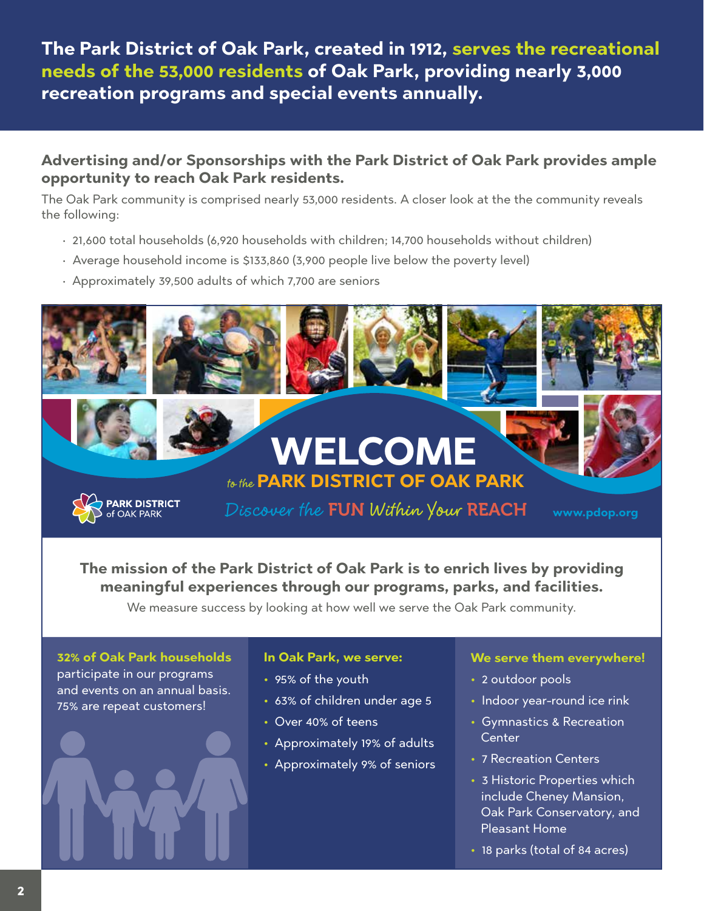**The Park District of Oak Park, created in 1912, serves the recreational needs of the 53,000 residents of Oak Park, providing nearly 3,000 recreation programs and special events annually.**

## Advertising and/or Sponsorships with the Park District of Oak Park provides ample opportunity to reach Oak Park residents.

The Oak Park community is comprised nearly 53,000 residents. A closer look at the the community reveals the following:

- 21,600 total households (6,920 households with children; 14,700 households without children)
- Average household income is $133,860 (3,900 people live below the poverty level)
- Approximately 39,500 adults of which 7,700 are seniors

# WELCOME

*to the* **PARK DISTRICT OF OAK PARK**

*Discover the* **FUN** *Within Your* **REACH**

PARK DISTRICT of OAK PARK

www.pdop.org

**The mission of the Park District of Oak Park is to enrich lives by providing meaningful experiences through our programs, parks, and facilities.**

We measure success by looking at how well we serve the Oak Park community.

**32% of Oak Park households** participate in our programs and events on an annual basis. 75% are repeat customers!

**In Oak Park, we serve:**

- 95% of the youth
- 63% of children under age 5
- Over 40% of teens
- Approximately 19% of adults
- Approximately 9% of seniors

**We serve them everywhere!**

- 2 outdoor pools
- Indoor year-round ice rink
- Gymnastics & Recreation Center
- 7 Recreation Centers
- 3 Historic Properties which include Cheney Mansion, Oak Park Conservatory, and Pleasant Home
- 18 parks (total of 84 acres)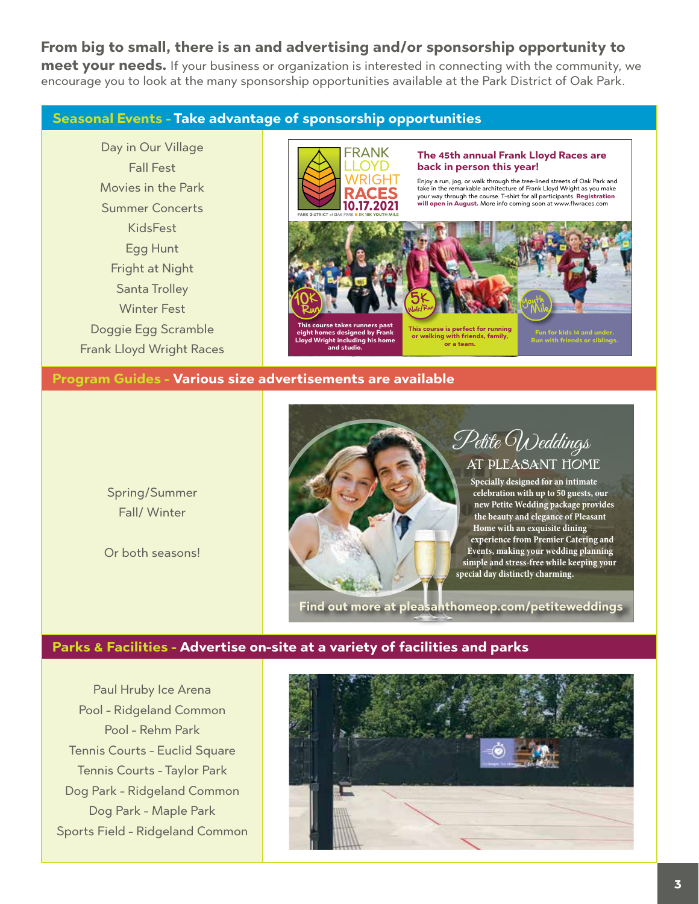**From big to small, there is an and advertising and/or sponsorship opportunity to meet your needs.** If your business or organization is interested in connecting with the community, we encourage you to look at the many sponsorship opportunities available at the Park District of Oak Park.

## Seasonal Events - Take advantage of sponsorship opportunities

- Day in Our Village
- Fall Fest
- Movies in the Park
- Summer Concerts
- KidsFest
- Egg Hunt
- Fright at Night
- Santa Trolley
- Winter Fest
- Doggie Egg Scramble
- Frank Lloyd Wright Races

FRANK LLOYD WRIGHT RACES 10.17.2021

PARK DISTRICT of OAK PARK ■ 5K 10K YOUTH MILE

**The 45th annual Frank Lloyd Races are back in person this year!**

Enjoy a run, jog, or walk through the tree-lined streets of Oak Park and take in the remarkable architecture of Frank Lloyd Wright as you make your way through the course. T-shirt for all participants. **Registration will open in August.** More info coming soon at www.flwraces.com

**10K Run** – This course takes runners past eight homes designed by Frank Lloyd Wright including his home and studio.

**5K Walk/Run** – This course is perfect for running or walking with friends, family, or a team.

**Youth Mile** – Fun for kids 14 and under. Run with friends or siblings.

## Program Guides - Various size advertisements are available

- Spring/Summer
- Fall/ Winter

Or both seasons!

*Petite Weddings*

AT PLEASANT HOME

Specially designed for an intimate celebration with up to 50 guests, our new Petite Wedding package provides the beauty and elegance of Pleasant Home with an exquisite dining experience from Premier Catering and Events, making your wedding planning simple and stress-free while keeping your special day distinctly charming.

Find out more at pleasanthomeop.com/petiteweddings

## Parks & Facilities - Advertise on-site at a variety of facilities and parks

- Paul Hruby Ice Arena
- Pool - Ridgeland Common
- Pool - Rehm Park
- Tennis Courts - Euclid Square
- Tennis Courts - Taylor Park
- Dog Park - Ridgeland Common
- Dog Park - Maple Park
- Sports Field - Ridgeland Common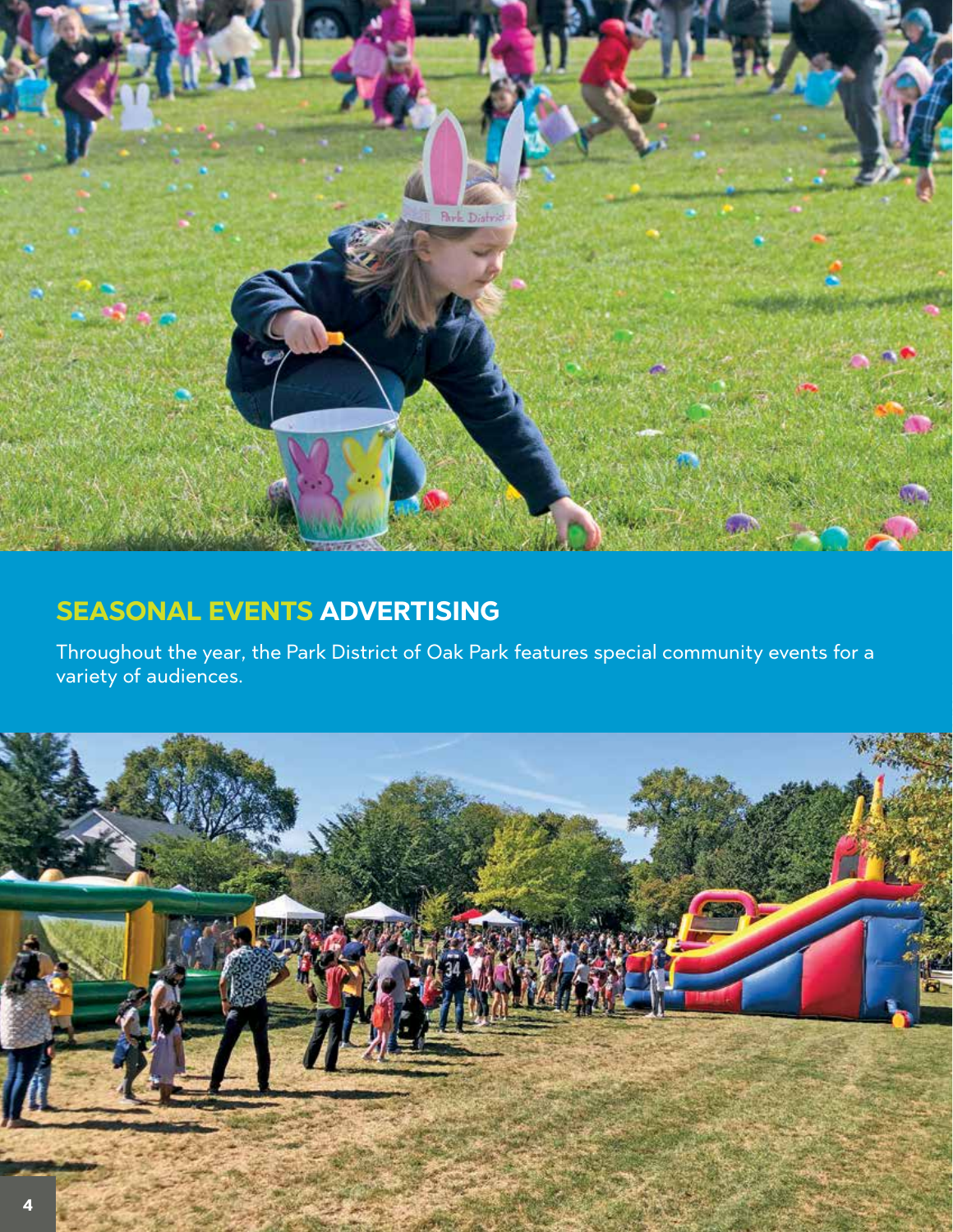## SEASONAL EVENTS ADVERTISING

Throughout the year, the Park District of Oak Park features special community events for a variety of audiences.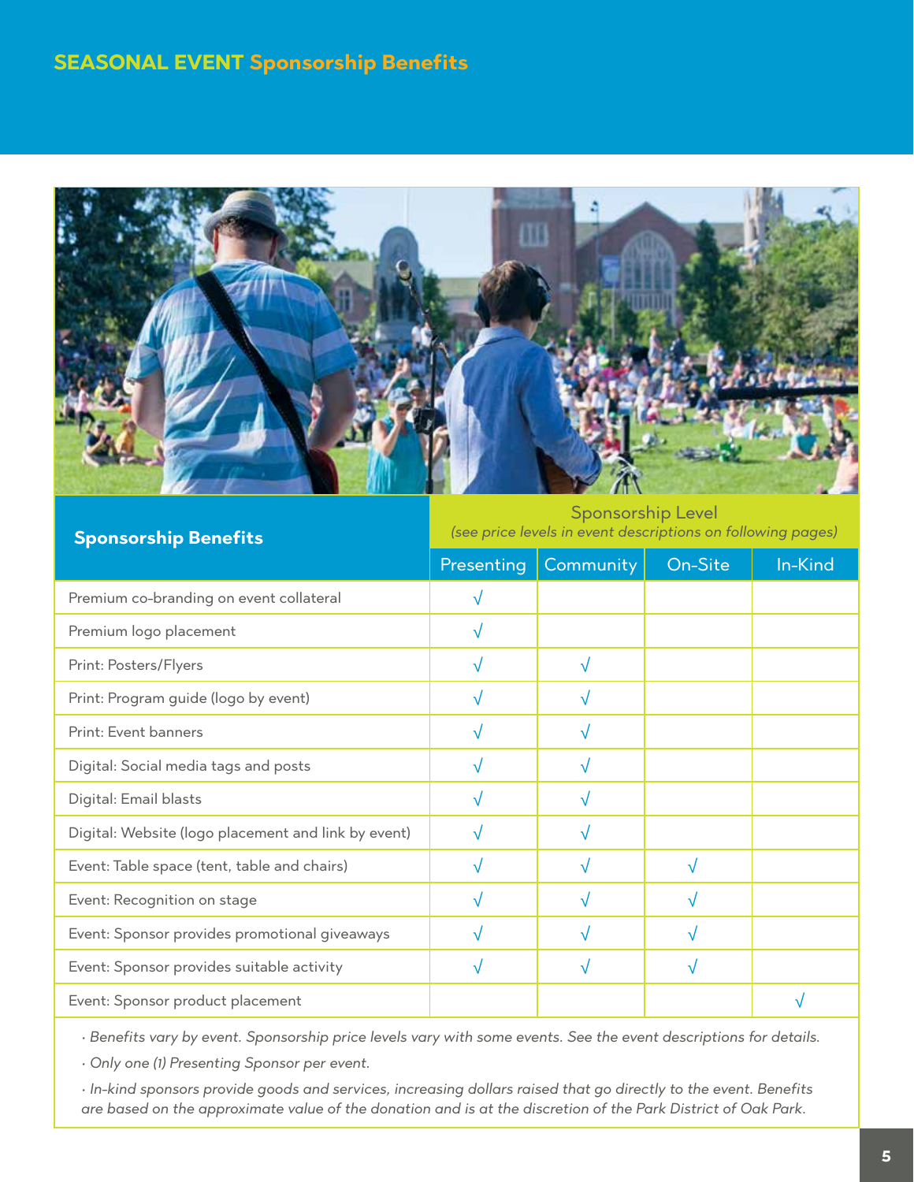## SEASONAL EVENT Sponsorship Benefits

| Sponsorship Benefits | Sponsorship Level *(see price levels in event descriptions on following pages)* | | | |
|---|---|---|---|---|
| | Presenting | Community | On-Site | In-Kind |
| Premium co-branding on event collateral | √ | | | |
| Premium logo placement | √ | | | |
| Print: Posters/Flyers | √ | √ | | |
| Print: Program guide (logo by event) | √ | √ | | |
| Print: Event banners | √ | √ | | |
| Digital: Social media tags and posts | √ | √ | | |
| Digital: Email blasts | √ | √ | | |
| Digital: Website (logo placement and link by event) | √ | √ | | |
| Event: Table space (tent, table and chairs) | √ | √ | √ | |
| Event: Recognition on stage | √ | √ | √ | |
| Event: Sponsor provides promotional giveaways | √ | √ | √ | |
| Event: Sponsor provides suitable activity | √ | √ | √ | |
| Event: Sponsor product placement | | | | √ |

- *Benefits vary by event. Sponsorship price levels vary with some events. See the event descriptions for details.*
- *Only one (1) Presenting Sponsor per event.*
- *In-kind sponsors provide goods and services, increasing dollars raised that go directly to the event. Benefits are based on the approximate value of the donation and is at the discretion of the Park District of Oak Park.*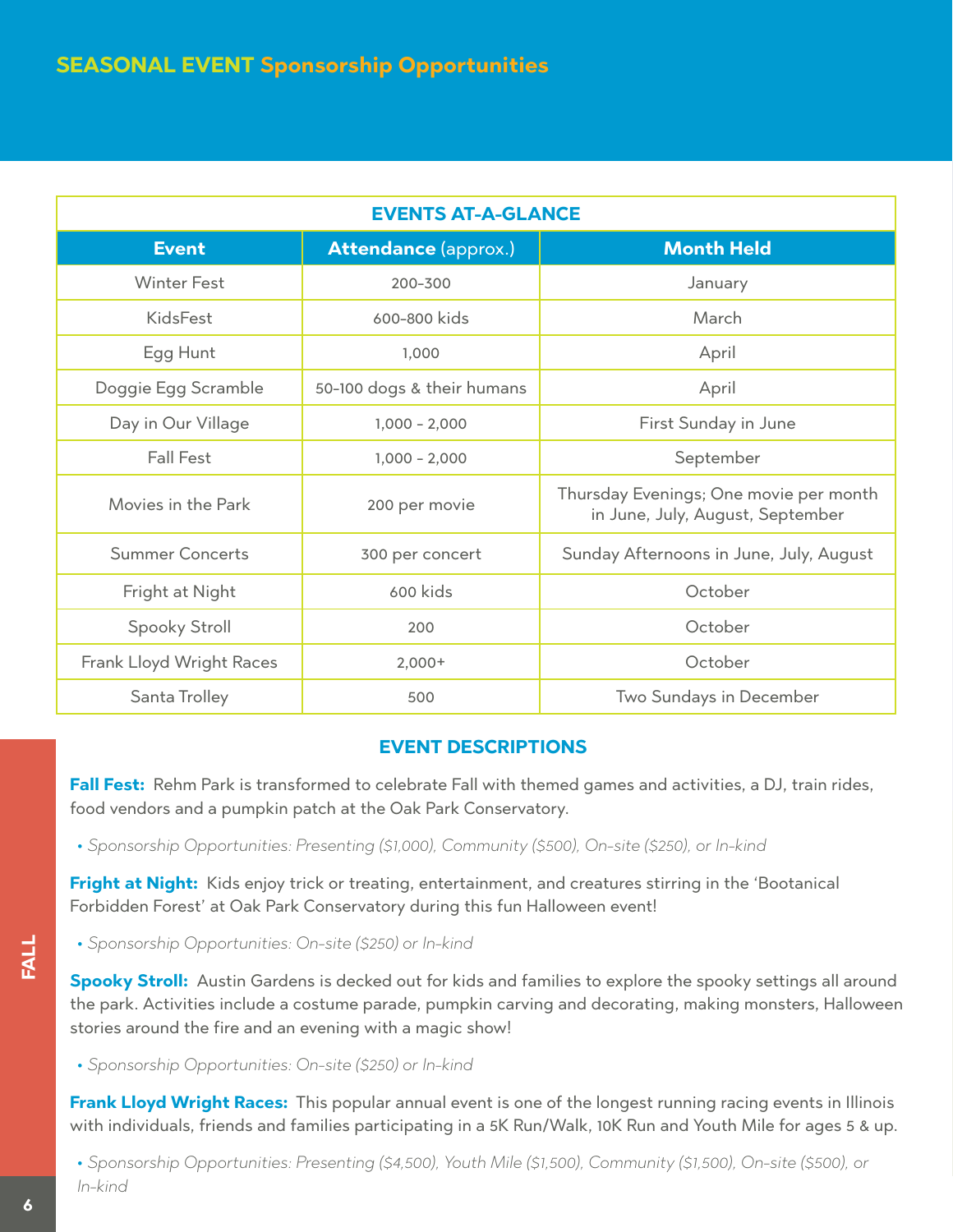# SEASONAL EVENT Sponsorship Opportunities

## EVENTS AT-A-GLANCE

| Event | Attendance (approx.) | Month Held |
|---|---|---|
| Winter Fest | 200-300 | January |
| KidsFest | 600-800 kids | March |
| Egg Hunt | 1,000 | April |
| Doggie Egg Scramble | 50-100 dogs & their humans | April |
| Day in Our Village | 1,000 – 2,000 | First Sunday in June |
| Fall Fest | 1,000 – 2,000 | September |
| Movies in the Park | 200 per movie | Thursday Evenings; One movie per month in June, July, August, September |
| Summer Concerts | 300 per concert | Sunday Afternoons in June, July, August |
| Fright at Night | 600 kids | October |
| Spooky Stroll | 200 | October |
| Frank Lloyd Wright Races | 2,000+ | October |
| Santa Trolley | 500 | Two Sundays in December |

## EVENT DESCRIPTIONS

FALL

**Fall Fest:** Rehm Park is transformed to celebrate Fall with themed games and activities, a DJ, train rides, food vendors and a pumpkin patch at the Oak Park Conservatory.

- *Sponsorship Opportunities: Presenting ($1,000), Community ($500), On-site ($250), or In-kind*

**Fright at Night:** Kids enjoy trick or treating, entertainment, and creatures stirring in the 'Bootanical Forbidden Forest' at Oak Park Conservatory during this fun Halloween event!

- *Sponsorship Opportunities: On-site ($250) or In-kind*

**Spooky Stroll:** Austin Gardens is decked out for kids and families to explore the spooky settings all around the park. Activities include a costume parade, pumpkin carving and decorating, making monsters, Halloween stories around the fire and an evening with a magic show!

- *Sponsorship Opportunities: On-site ($250) or In-kind*

**Frank Lloyd Wright Races:** This popular annual event is one of the longest running racing events in Illinois with individuals, friends and families participating in a 5K Run/Walk, 10K Run and Youth Mile for ages 5 & up.

- *Sponsorship Opportunities: Presenting ($4,500), Youth Mile ($1,500), Community ($1,500), On-site ($500), or In-kind*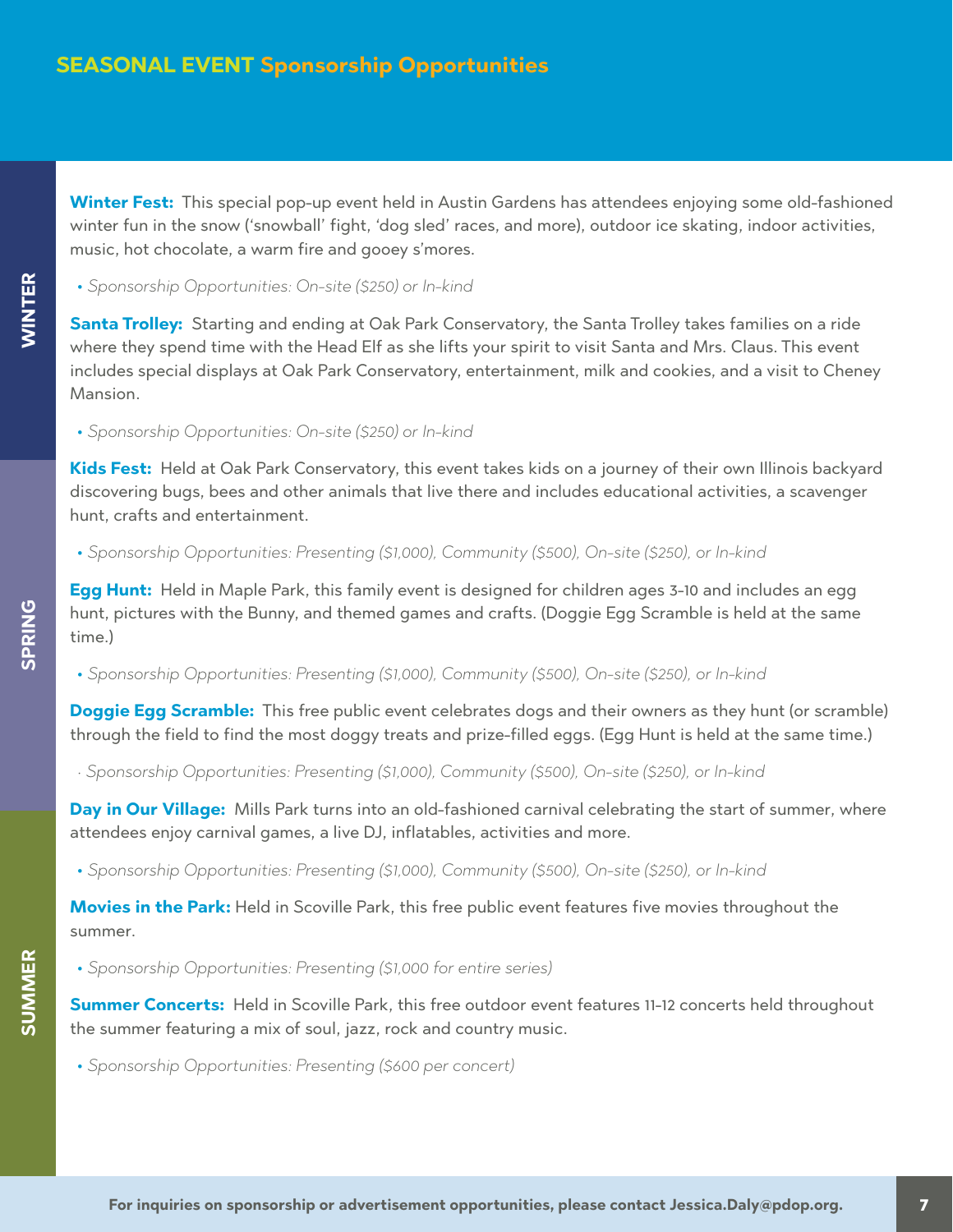# SEASONAL EVENT Sponsorship Opportunities

## WINTER

**Winter Fest:** This special pop-up event held in Austin Gardens has attendees enjoying some old-fashioned winter fun in the snow ('snowball' fight, 'dog sled' races, and more), outdoor ice skating, indoor activities, music, hot chocolate, a warm fire and gooey s'mores.

- *Sponsorship Opportunities: On-site ($250) or In-kind*

**Santa Trolley:** Starting and ending at Oak Park Conservatory, the Santa Trolley takes families on a ride where they spend time with the Head Elf as she lifts your spirit to visit Santa and Mrs. Claus. This event includes special displays at Oak Park Conservatory, entertainment, milk and cookies, and a visit to Cheney Mansion.

- *Sponsorship Opportunities: On-site ($250) or In-kind*

## SPRING

**Kids Fest:** Held at Oak Park Conservatory, this event takes kids on a journey of their own Illinois backyard discovering bugs, bees and other animals that live there and includes educational activities, a scavenger hunt, crafts and entertainment.

- *Sponsorship Opportunities: Presenting ($1,000), Community ($500), On-site ($250), or In-kind*

**Egg Hunt:** Held in Maple Park, this family event is designed for children ages 3-10 and includes an egg hunt, pictures with the Bunny, and themed games and crafts. (Doggie Egg Scramble is held at the same time.)

- *Sponsorship Opportunities: Presenting ($1,000), Community ($500), On-site ($250), or In-kind*

**Doggie Egg Scramble:** This free public event celebrates dogs and their owners as they hunt (or scramble) through the field to find the most doggy treats and prize-filled eggs. (Egg Hunt is held at the same time.)

- *Sponsorship Opportunities: Presenting ($1,000), Community ($500), On-site ($250), or In-kind*

## SUMMER

**Day in Our Village:** Mills Park turns into an old-fashioned carnival celebrating the start of summer, where attendees enjoy carnival games, a live DJ, inflatables, activities and more.

- *Sponsorship Opportunities: Presenting ($1,000), Community ($500), On-site ($250), or In-kind*

**Movies in the Park:** Held in Scoville Park, this free public event features five movies throughout the summer.

- *Sponsorship Opportunities: Presenting ($1,000 for entire series)*

**Summer Concerts:** Held in Scoville Park, this free outdoor event features 11-12 concerts held throughout the summer featuring a mix of soul, jazz, rock and country music.

- *Sponsorship Opportunities: Presenting ($600 per concert)*

**For inquiries on sponsorship or advertisement opportunities, please contact Jessica.Daly@pdop.org.**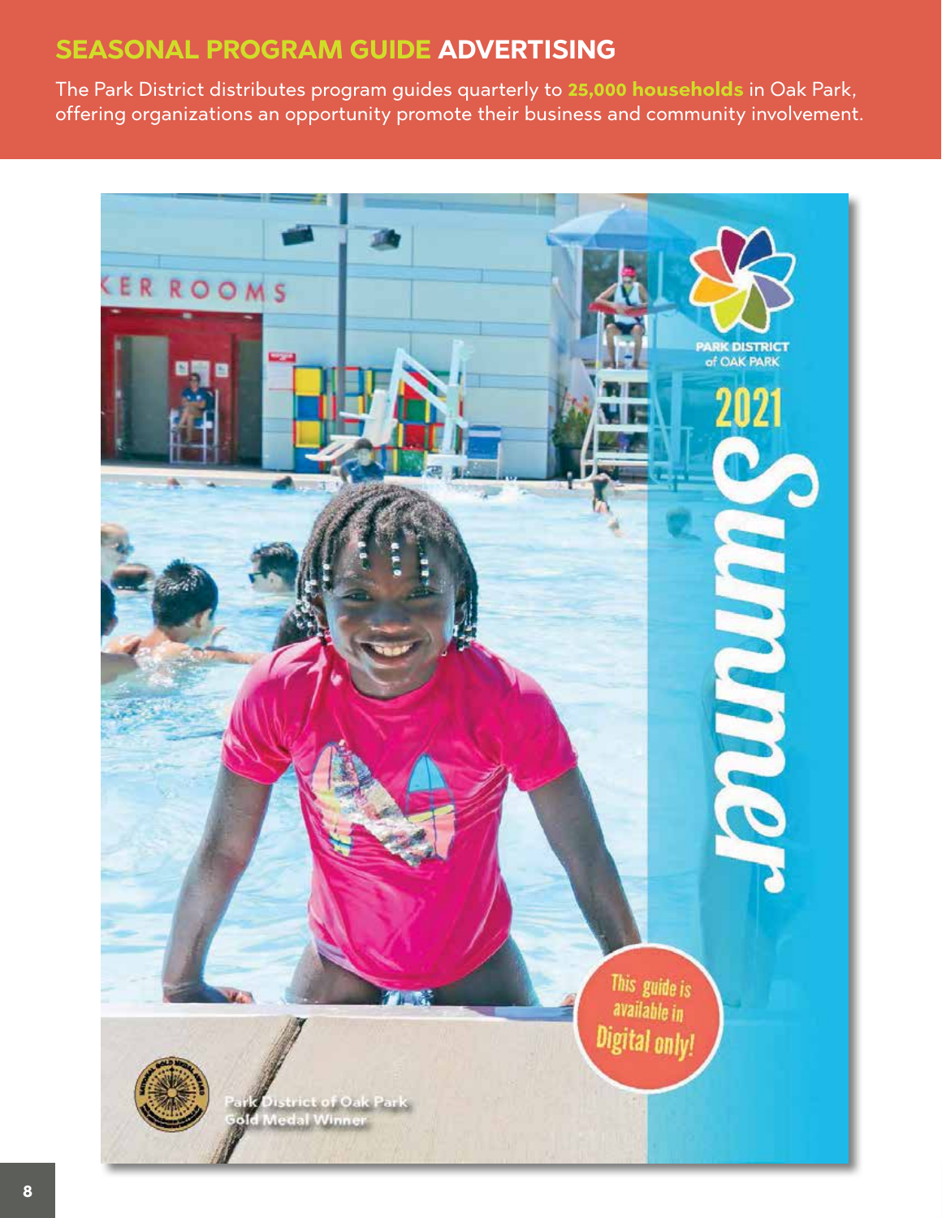## SEASONAL PROGRAM GUIDE ADVERTISING

The Park District distributes program guides quarterly to **25,000 households** in Oak Park, offering organizations an opportunity promote their business and community involvement.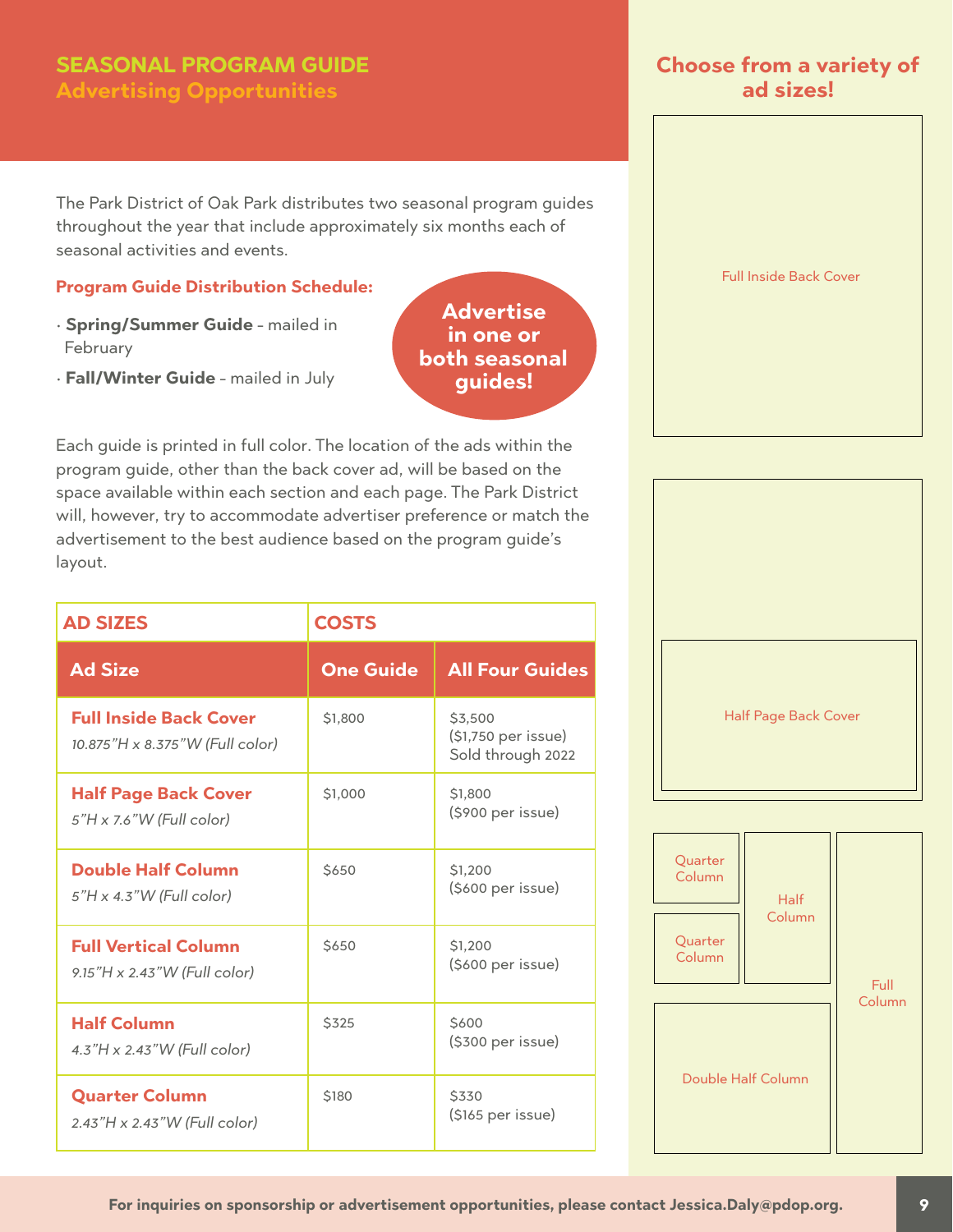# SEASONAL PROGRAM GUIDE
## Advertising Opportunities

The Park District of Oak Park distributes two seasonal program guides throughout the year that include approximately six months each of seasonal activities and events.

**Program Guide Distribution Schedule:**

- **Spring/Summer Guide** – mailed in February
- **Fall/Winter Guide** – mailed in July

**Advertise in one or both seasonal guides!**

Each guide is printed in full color. The location of the ads within the program guide, other than the back cover ad, will be based on the space available within each section and each page. The Park District will, however, try to accommodate advertiser preference or match the advertisement to the best audience based on the program guide's layout.

| AD SIZES | COSTS | |
|---|---|---|
| **Ad Size** | **One Guide** | **All Four Guides** |
| **Full Inside Back Cover** *10.875"H x 8.375"W (Full color)* | $1,800 | $3,500 ($1,750 per issue) Sold through 2022 |
| **Half Page Back Cover** *5"H x 7.6"W (Full color)* | $1,000 | $1,800 ($900 per issue) |
| **Double Half Column** *5"H x 4.3"W (Full color)* | $650 | $1,200 ($600 per issue) |
| **Full Vertical Column** *9.15"H x 2.43"W (Full color)* | $650 | $1,200 ($600 per issue) |
| **Half Column** *4.3"H x 2.43"W (Full color)* | $325 | $600 ($300 per issue) |
| **Quarter Column** *2.43"H x 2.43"W (Full color)* | $180 | $330 ($165 per issue) |

## Choose from a variety of ad sizes!

Full Inside Back Cover

Half Page Back Cover

Quarter Column

Quarter Column

Half Column

Full Column

Double Half Column

**For inquiries on sponsorship or advertisement opportunities, please contact Jessica.Daly@pdop.org.**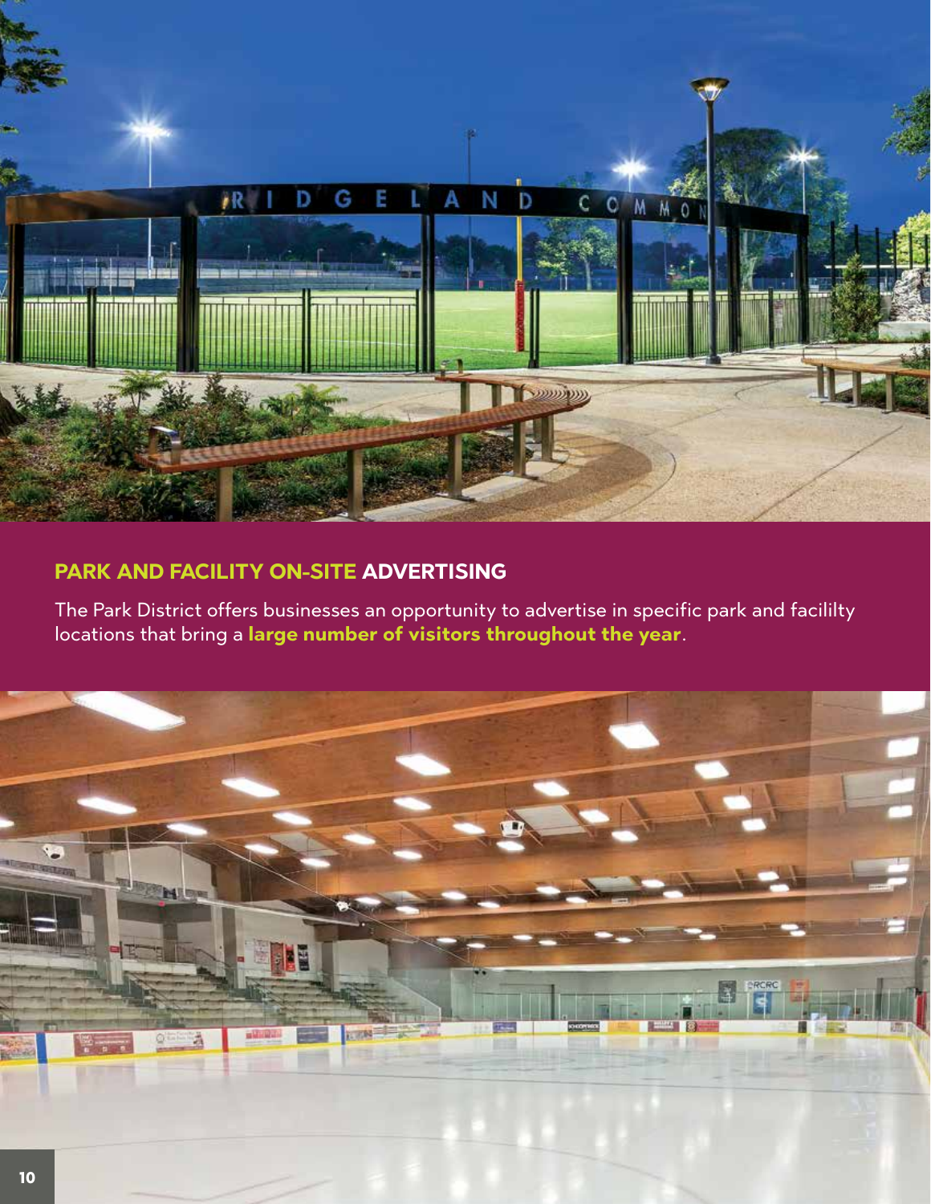## PARK AND FACILITY ON-SITE ADVERTISING

The Park District offers businesses an opportunity to advertise in specific park and facililty locations that bring a **large number of visitors throughout the year**.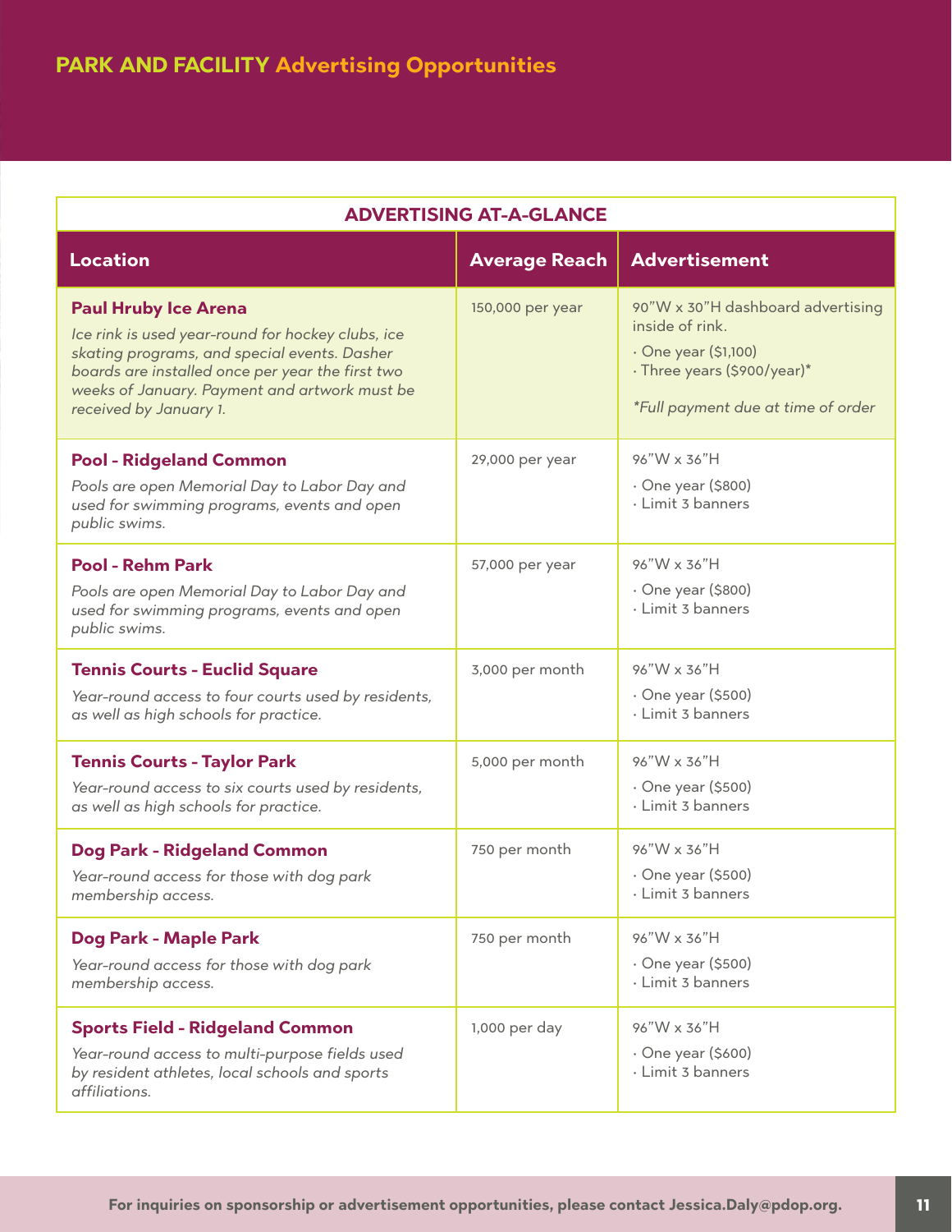# PARK AND FACILITY Advertising Opportunities

| ADVERTISING AT-A-GLANCE | | |
|---|---|---|
| **Location** | **Average Reach** | **Advertisement** |
| **Paul Hruby Ice Arena**<br>*Ice rink is used year-round for hockey clubs, ice skating programs, and special events. Dasher boards are installed once per year the first two weeks of January. Payment and artwork must be received by January 1.* | 150,000 per year | 90"W x 30"H dashboard advertising inside of rink.<br>· One year ($1,100)<br>· Three years ($900/year)*<br>*\*Full payment due at time of order* |
| **Pool - Ridgeland Common**<br>*Pools are open Memorial Day to Labor Day and used for swimming programs, events and open public swims.* | 29,000 per year | 96"W x 36"H<br>· One year ($800)<br>· Limit 3 banners |
| **Pool - Rehm Park**<br>*Pools are open Memorial Day to Labor Day and used for swimming programs, events and open public swims.* | 57,000 per year | 96"W x 36"H<br>· One year ($800)<br>· Limit 3 banners |
| **Tennis Courts - Euclid Square**<br>*Year-round access to four courts used by residents, as well as high schools for practice.* | 3,000 per month | 96"W x 36"H<br>· One year ($500)<br>· Limit 3 banners |
| **Tennis Courts - Taylor Park**<br>*Year-round access to six courts used by residents, as well as high schools for practice.* | 5,000 per month | 96"W x 36"H<br>· One year ($500)<br>· Limit 3 banners |
| **Dog Park - Ridgeland Common**<br>*Year-round access for those with dog park membership access.* | 750 per month | 96"W x 36"H<br>· One year ($500)<br>· Limit 3 banners |
| **Dog Park - Maple Park**<br>*Year-round access for those with dog park membership access.* | 750 per month | 96"W x 36"H<br>· One year ($500)<br>· Limit 3 banners |
| **Sports Field - Ridgeland Common**<br>*Year-round access to multi-purpose fields used by resident athletes, local schools and sports affiliations.* | 1,000 per day | 96"W x 36"H<br>· One year ($600)<br>· Limit 3 banners |

**For inquiries on sponsorship or advertisement opportunities, please contact Jessica.Daly@pdop.org.**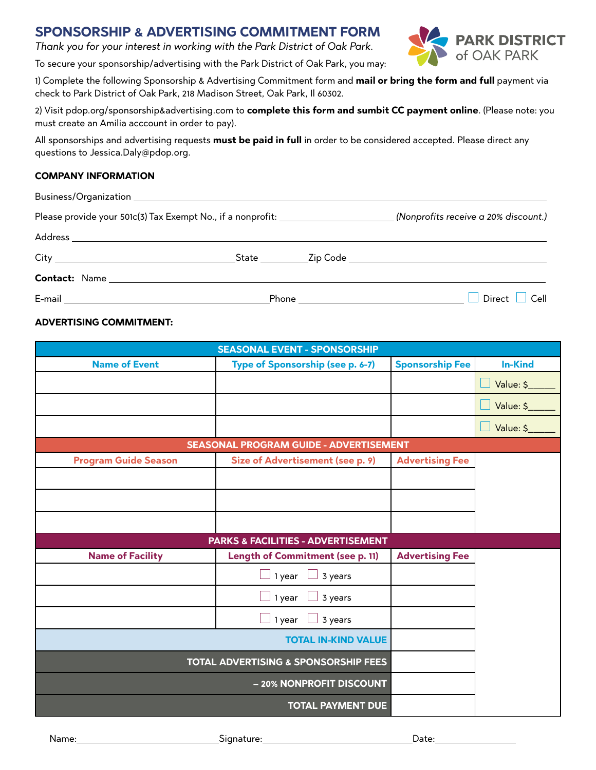# SPONSORSHIP & ADVERTISING COMMITMENT FORM

*Thank you for your interest in working with the Park District of Oak Park.*

PARK DISTRICT of OAK PARK

To secure your sponsorship/advertising with the Park District of Oak Park, you may:

1) Complete the following Sponsorship & Advertising Commitment form and **mail or bring the form and full** payment via check to Park District of Oak Park, 218 Madison Street, Oak Park, Il 60302.

2) Visit pdop.org/sponsorship&advertising.com to **complete this form and sumbit CC payment online**. (Please note: you must create an Amilia acccount in order to pay).

All sponsorships and advertising requests **must be paid in full** in order to be considered accepted. Please direct any questions to Jessica.Daly@pdop.org.

**COMPANY INFORMATION**

Business/Organization ______________________________

Please provide your 501c(3) Tax Exempt No., if a nonprofit: ______________ *(Nonprofits receive a 20% discount.)*

Address ______________________________

City ______________ State ________ Zip Code ______________

**Contact:** Name ______________________________

E-mail ______________ Phone ______________ ☐ Direct ☐ Cell

**ADVERTISING COMMITMENT:**

| SEASONAL EVENT - SPONSORSHIP | | | |
|---|---|---|---|
| **Name of Event** | **Type of Sponsorship (see p. 6-7)** | **Sponsorship Fee** | **In-Kind** |
| | | | ☐ Value: $_____ |
| | | | ☐ Value: $_____ |
| | | | ☐ Value: $_____ |
| **SEASONAL PROGRAM GUIDE - ADVERTISEMENT** | | | |
| **Program Guide Season** | **Size of Advertisement (see p. 9)** | **Advertising Fee** | |
| | | | |
| | | | |
| | | | |
| **PARKS & FACILITIES - ADVERTISEMENT** | | | |
| **Name of Facility** | **Length of Commitment (see p. 11)** | **Advertising Fee** | |
| | ☐ 1 year ☐ 3 years | | |
| | ☐ 1 year ☐ 3 years | | |
| | ☐ 1 year ☐ 3 years | | |
| | **TOTAL IN-KIND VALUE** | | |
| | **TOTAL ADVERTISING & SPONSORSHIP FEES** | | |
| | **– 20% NONPROFIT DISCOUNT** | | |
| | **TOTAL PAYMENT DUE** | | |

Name: ______________ Signature: ______________ Date: ______________